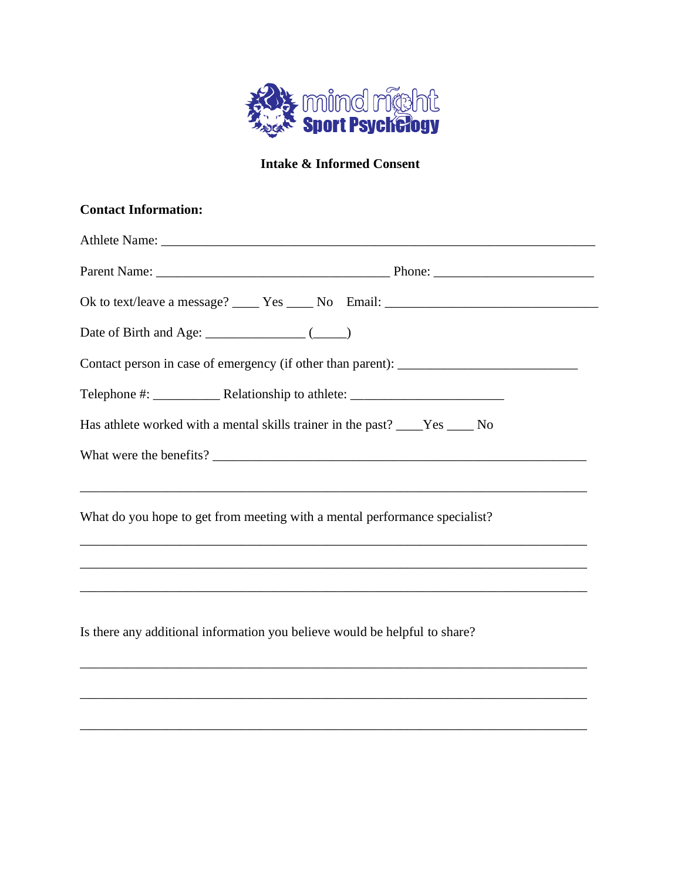mind right
Sport Psychology

# Intake & Informed Consent

**Contact Information:**

Athlete Name: ___________________________________________________________________

Parent Name: ____________________________________ Phone: ________________________

Ok to text/leave a message? ____ Yes ____ No Email: ______________________________

Date of Birth and Age: _______________ (_____)

Contact person in case of emergency (if other than parent): __________________________

Telephone #: __________ Relationship to athlete: ______________________

Has athlete worked with a mental skills trainer in the past? ____Yes ____ No

What were the benefits? ___________________________________________________________

_______________________________________________________________________________

What do you hope to get from meeting with a mental performance specialist?

_______________________________________________________________________________

_______________________________________________________________________________

_______________________________________________________________________________

Is there any additional information you believe would be helpful to share?

_______________________________________________________________________________

_______________________________________________________________________________

_______________________________________________________________________________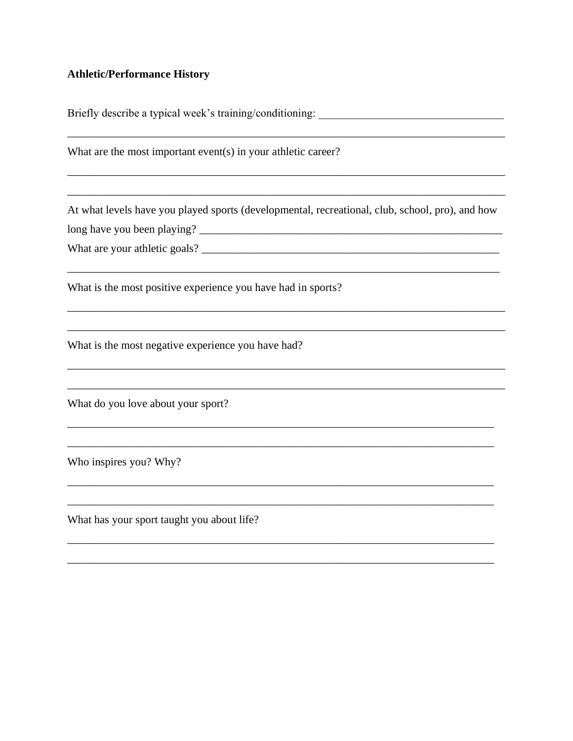**Athletic/Performance History**

Briefly describe a typical week's training/conditioning: _________________________________

_______________________________________________________________________________

What are the most important event(s) in your athletic career?

_______________________________________________________________________________

_______________________________________________________________________________

At what levels have you played sports (developmental, recreational, club, school, pro), and how long have you been playing? _______________________________________________________

What are your athletic goals? ______________________________________________________

_______________________________________________________________________________

What is the most positive experience you have had in sports?

_______________________________________________________________________________

_______________________________________________________________________________

What is the most negative experience you have had?

_______________________________________________________________________________

_______________________________________________________________________________

What do you love about your sport?

_______________________________________________________________________________

_______________________________________________________________________________

Who inspires you? Why?

_______________________________________________________________________________

_______________________________________________________________________________

What has your sport taught you about life?

_______________________________________________________________________________

_______________________________________________________________________________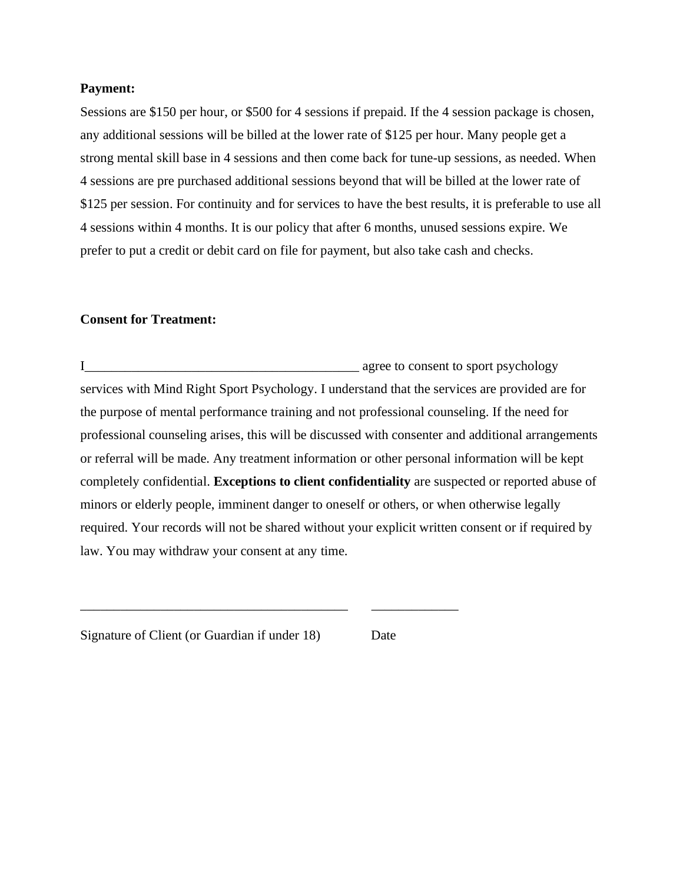**Payment:**

Sessions are $150 per hour, or $500 for 4 sessions if prepaid. If the 4 session package is chosen, any additional sessions will be billed at the lower rate of $125 per hour. Many people get a strong mental skill base in 4 sessions and then come back for tune-up sessions, as needed. When 4 sessions are pre purchased additional sessions beyond that will be billed at the lower rate of $125 per session. For continuity and for services to have the best results, it is preferable to use all 4 sessions within 4 months. It is our policy that after 6 months, unused sessions expire. We prefer to put a credit or debit card on file for payment, but also take cash and checks.

**Consent for Treatment:**

I_________________________________________ agree to consent to sport psychology services with Mind Right Sport Psychology. I understand that the services are provided are for the purpose of mental performance training and not professional counseling. If the need for professional counseling arises, this will be discussed with consenter and additional arrangements or referral will be made. Any treatment information or other personal information will be kept completely confidential. **Exceptions to client confidentiality** are suspected or reported abuse of minors or elderly people, imminent danger to oneself or others, or when otherwise legally required. Your records will not be shared without your explicit written consent or if required by law. You may withdraw your consent at any time.

________________________________________ _____________

Signature of Client (or Guardian if under 18) Date